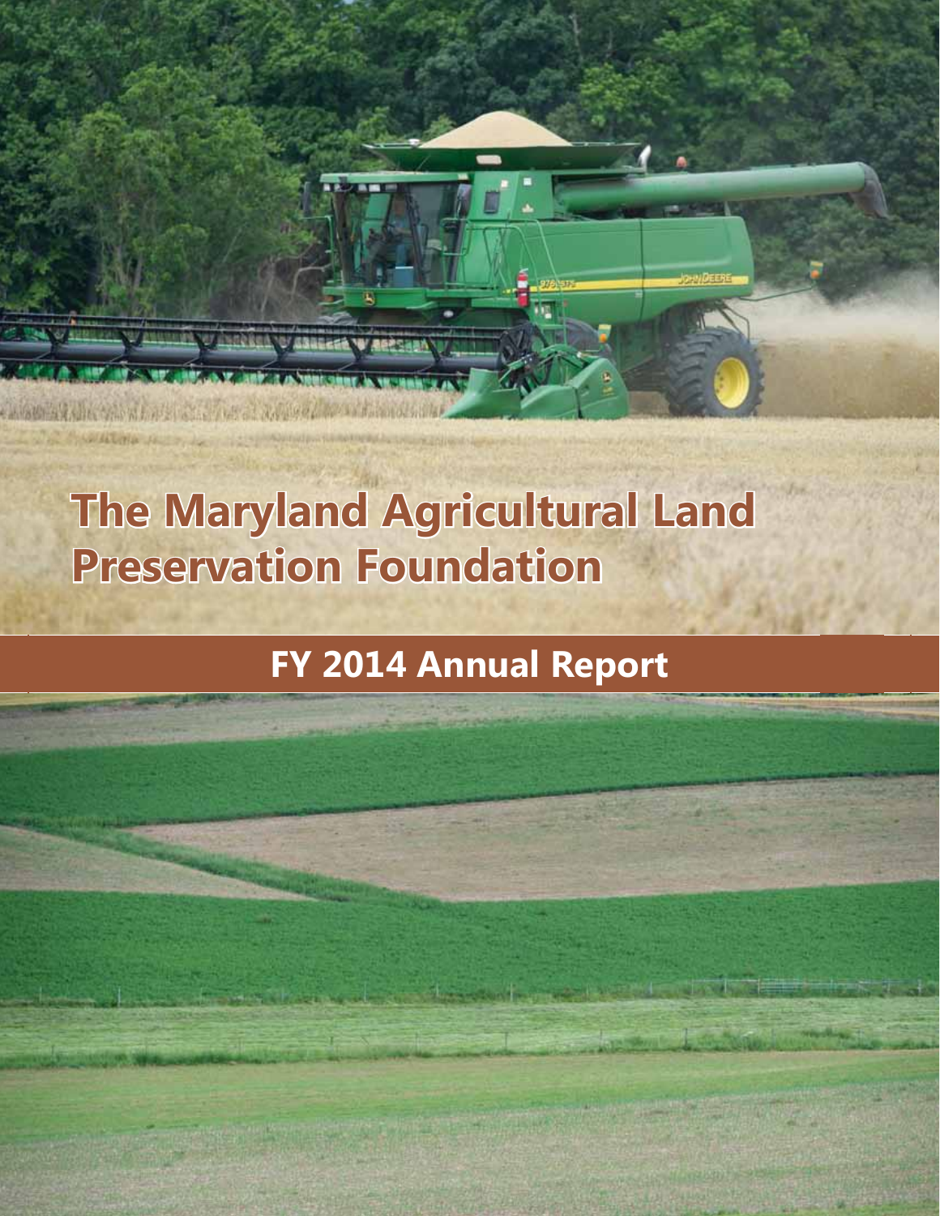# The Maryland Agricultural Land Preservation Foundation

## FY 2014 Annual Report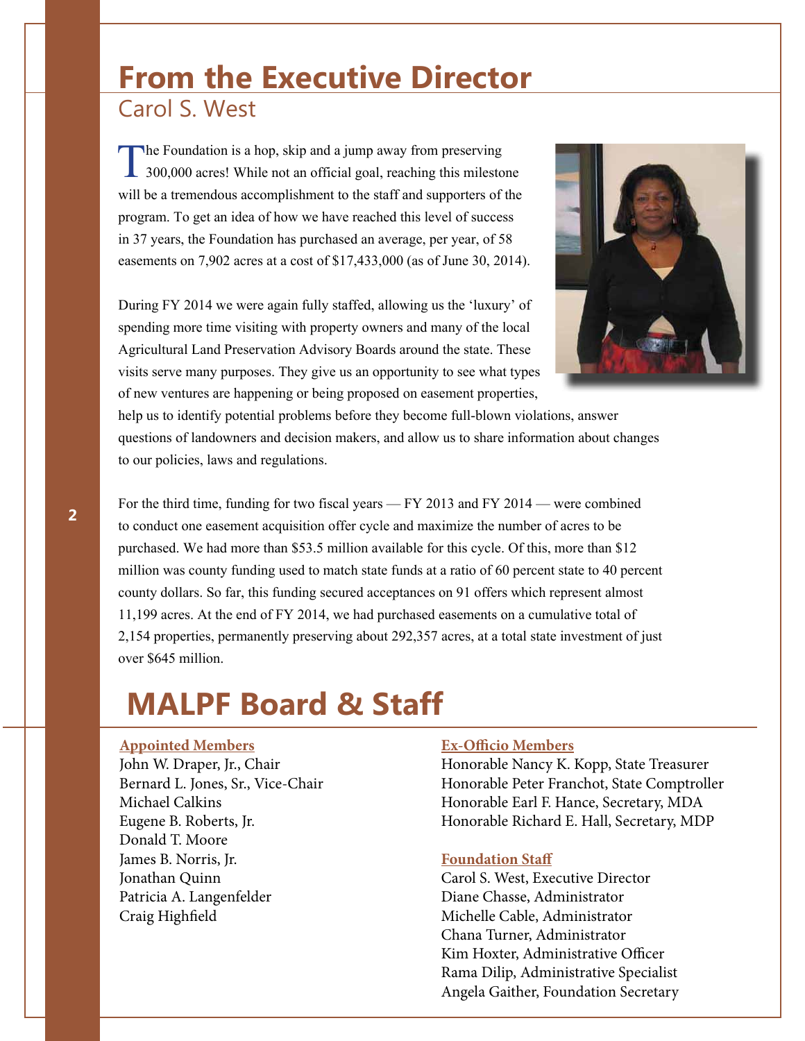# From the Executive Director

## Carol S. West

The Foundation is a hop, skip and a jump away from preserving 300,000 acres! While not an official goal, reaching this milestone will be a tremendous accomplishment to the staff and supporters of the program. To get an idea of how we have reached this level of success in 37 years, the Foundation has purchased an average, per year, of 58 easements on 7,902 acres at a cost of $17,433,000 (as of June 30, 2014).

During FY 2014 we were again fully staffed, allowing us the 'luxury' of spending more time visiting with property owners and many of the local Agricultural Land Preservation Advisory Boards around the state. These visits serve many purposes. They give us an opportunity to see what types of new ventures are happening or being proposed on easement properties, help us to identify potential problems before they become full-blown violations, answer questions of landowners and decision makers, and allow us to share information about changes to our policies, laws and regulations.

For the third time, funding for two fiscal years — FY 2013 and FY 2014 — were combined to conduct one easement acquisition offer cycle and maximize the number of acres to be purchased. We had more than $53.5 million available for this cycle. Of this, more than $12 million was county funding used to match state funds at a ratio of 60 percent state to 40 percent county dollars. So far, this funding secured acceptances on 91 offers which represent almost 11,199 acres. At the end of FY 2014, we had purchased easements on a cumulative total of 2,154 properties, permanently preserving about 292,357 acres, at a total state investment of just over $645 million.

# MALPF Board & Staff

**Appointed Members**

John W. Draper, Jr., Chair
Bernard L. Jones, Sr., Vice-Chair
Michael Calkins
Eugene B. Roberts, Jr.
Donald T. Moore
James B. Norris, Jr.
Jonathan Quinn
Patricia A. Langenfelder
Craig Highfield

**Ex-Officio Members**

Honorable Nancy K. Kopp, State Treasurer
Honorable Peter Franchot, State Comptroller
Honorable Earl F. Hance, Secretary, MDA
Honorable Richard E. Hall, Secretary, MDP

**Foundation Staff**

Carol S. West, Executive Director
Diane Chasse, Administrator
Michelle Cable, Administrator
Chana Turner, Administrator
Kim Hoxter, Administrative Officer
Rama Dilip, Administrative Specialist
Angela Gaither, Foundation Secretary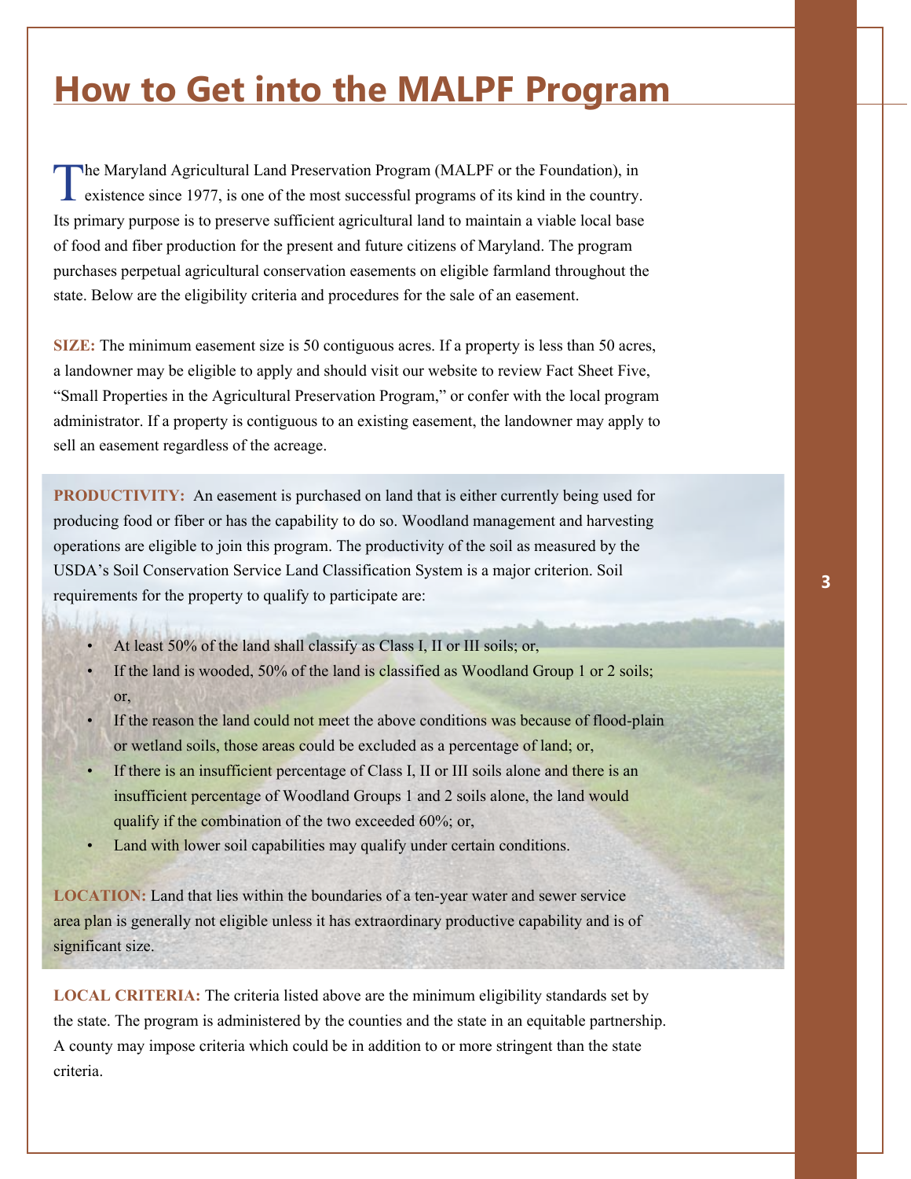# How to Get into the MALPF Program

The Maryland Agricultural Land Preservation Program (MALPF or the Foundation), in existence since 1977, is one of the most successful programs of its kind in the country. Its primary purpose is to preserve sufficient agricultural land to maintain a viable local base of food and fiber production for the present and future citizens of Maryland. The program purchases perpetual agricultural conservation easements on eligible farmland throughout the state. Below are the eligibility criteria and procedures for the sale of an easement.

**SIZE:** The minimum easement size is 50 contiguous acres. If a property is less than 50 acres, a landowner may be eligible to apply and should visit our website to review Fact Sheet Five, "Small Properties in the Agricultural Preservation Program," or confer with the local program administrator. If a property is contiguous to an existing easement, the landowner may apply to sell an easement regardless of the acreage.

**PRODUCTIVITY:** An easement is purchased on land that is either currently being used for producing food or fiber or has the capability to do so. Woodland management and harvesting operations are eligible to join this program. The productivity of the soil as measured by the USDA's Soil Conservation Service Land Classification System is a major criterion. Soil requirements for the property to qualify to participate are:

- At least 50% of the land shall classify as Class I, II or III soils; or,
- If the land is wooded, 50% of the land is classified as Woodland Group 1 or 2 soils; or,
- If the reason the land could not meet the above conditions was because of flood-plain or wetland soils, those areas could be excluded as a percentage of land; or,
- If there is an insufficient percentage of Class I, II or III soils alone and there is an insufficient percentage of Woodland Groups 1 and 2 soils alone, the land would qualify if the combination of the two exceeded 60%; or,
- Land with lower soil capabilities may qualify under certain conditions.

**LOCATION:** Land that lies within the boundaries of a ten-year water and sewer service area plan is generally not eligible unless it has extraordinary productive capability and is of significant size.

**LOCAL CRITERIA:** The criteria listed above are the minimum eligibility standards set by the state. The program is administered by the counties and the state in an equitable partnership. A county may impose criteria which could be in addition to or more stringent than the state criteria.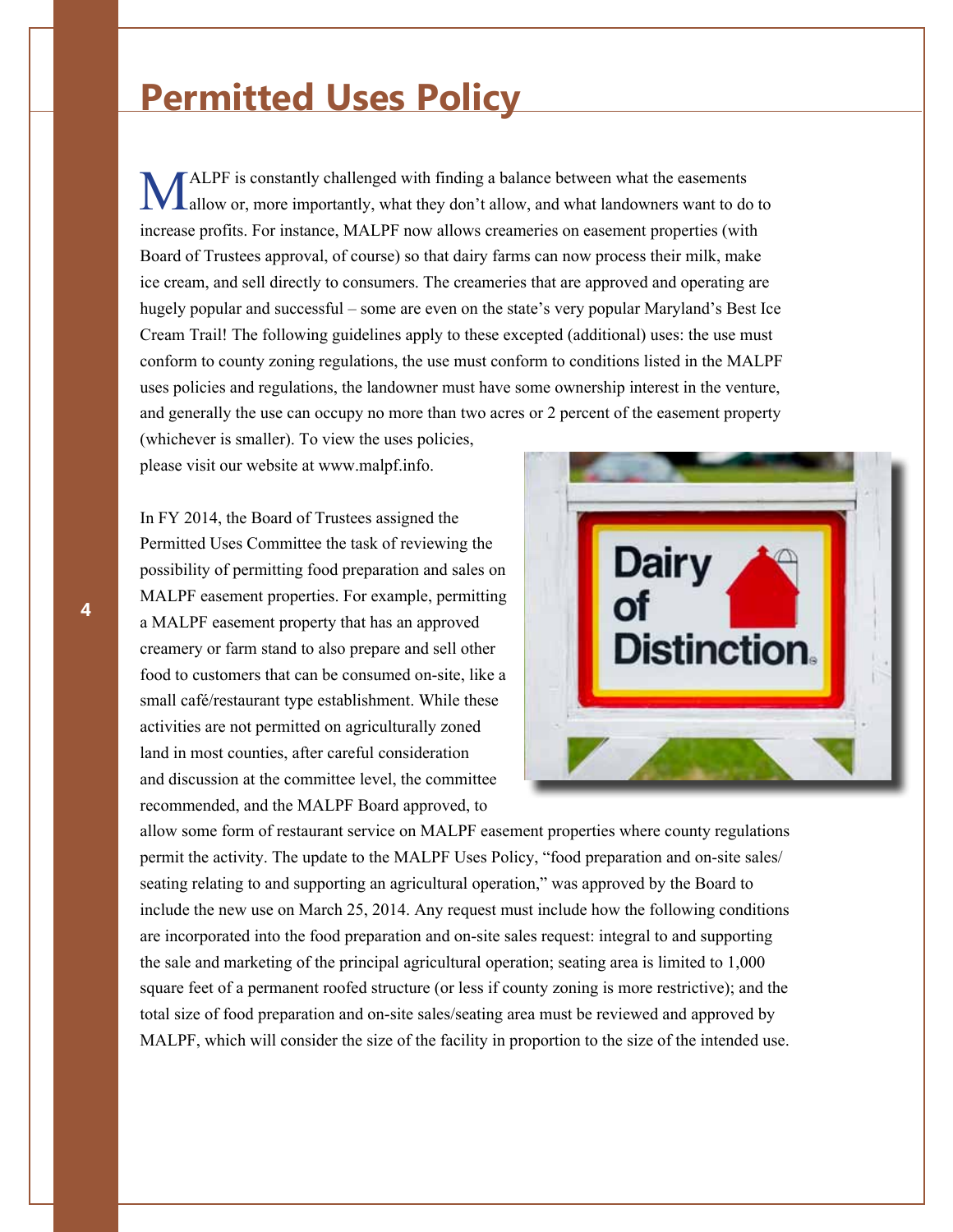# Permitted Uses Policy

MALPF is constantly challenged with finding a balance between what the easements allow or, more importantly, what they don't allow, and what landowners want to do to increase profits. For instance, MALPF now allows creameries on easement properties (with Board of Trustees approval, of course) so that dairy farms can now process their milk, make ice cream, and sell directly to consumers. The creameries that are approved and operating are hugely popular and successful – some are even on the state's very popular Maryland's Best Ice Cream Trail! The following guidelines apply to these excepted (additional) uses: the use must conform to county zoning regulations, the use must conform to conditions listed in the MALPF uses policies and regulations, the landowner must have some ownership interest in the venture, and generally the use can occupy no more than two acres or 2 percent of the easement property (whichever is smaller). To view the uses policies, please visit our website at www.malpf.info.

In FY 2014, the Board of Trustees assigned the Permitted Uses Committee the task of reviewing the possibility of permitting food preparation and sales on MALPF easement properties. For example, permitting a MALPF easement property that has an approved creamery or farm stand to also prepare and sell other food to customers that can be consumed on-site, like a small café/restaurant type establishment. While these activities are not permitted on agriculturally zoned land in most counties, after careful consideration and discussion at the committee level, the committee recommended, and the MALPF Board approved, to allow some form of restaurant service on MALPF easement properties where county regulations permit the activity. The update to the MALPF Uses Policy, "food preparation and on-site sales/seating relating to and supporting an agricultural operation," was approved by the Board to include the new use on March 25, 2014. Any request must include how the following conditions are incorporated into the food preparation and on-site sales request: integral to and supporting the sale and marketing of the principal agricultural operation; seating area is limited to 1,000 square feet of a permanent roofed structure (or less if county zoning is more restrictive); and the total size of food preparation and on-site sales/seating area must be reviewed and approved by MALPF, which will consider the size of the facility in proportion to the size of the intended use.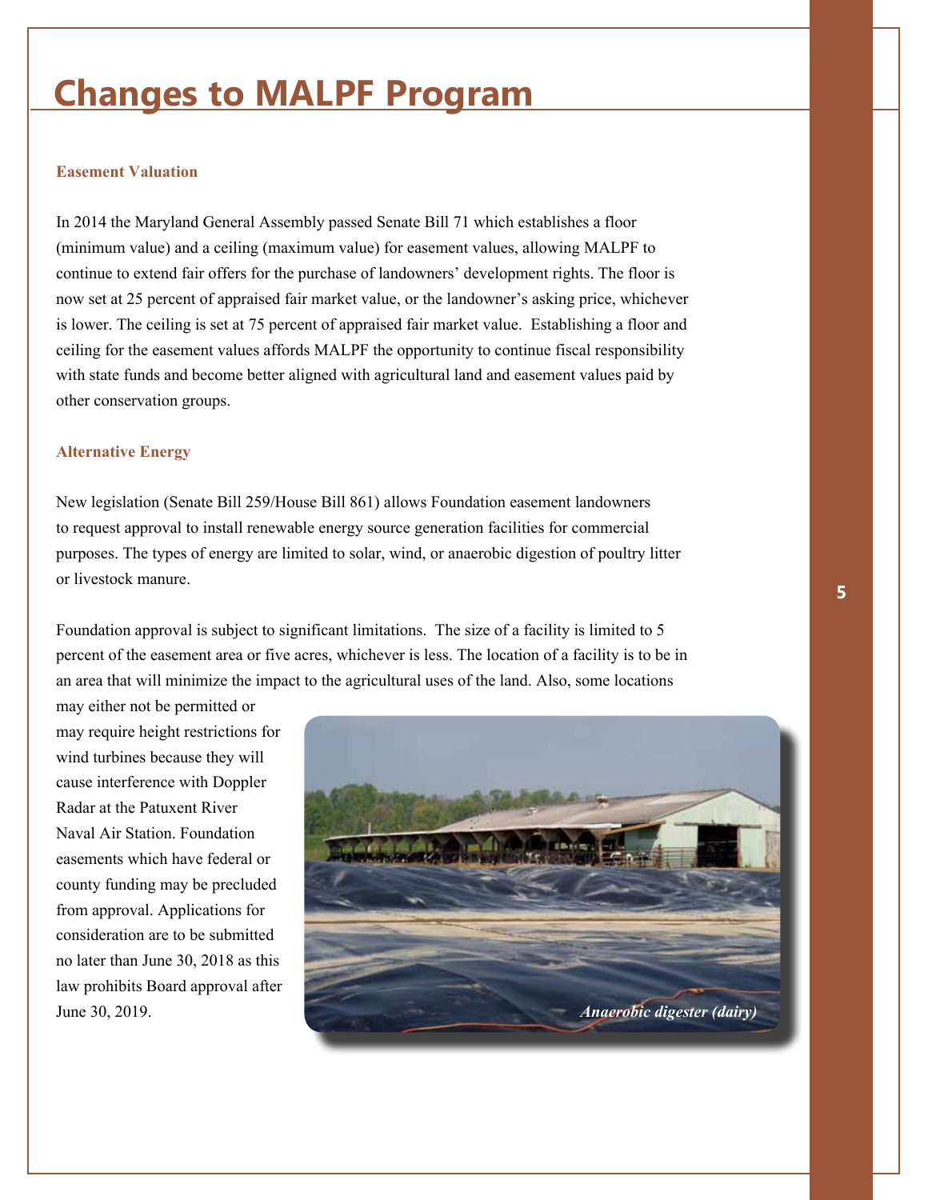# Changes to MALPF Program

### Easement Valuation

In 2014 the Maryland General Assembly passed Senate Bill 71 which establishes a floor (minimum value) and a ceiling (maximum value) for easement values, allowing MALPF to continue to extend fair offers for the purchase of landowners' development rights. The floor is now set at 25 percent of appraised fair market value, or the landowner's asking price, whichever is lower. The ceiling is set at 75 percent of appraised fair market value. Establishing a floor and ceiling for the easement values affords MALPF the opportunity to continue fiscal responsibility with state funds and become better aligned with agricultural land and easement values paid by other conservation groups.

### Alternative Energy

New legislation (Senate Bill 259/House Bill 861) allows Foundation easement landowners to request approval to install renewable energy source generation facilities for commercial purposes. The types of energy are limited to solar, wind, or anaerobic digestion of poultry litter or livestock manure.

Foundation approval is subject to significant limitations. The size of a facility is limited to 5 percent of the easement area or five acres, whichever is less. The location of a facility is to be in an area that will minimize the impact to the agricultural uses of the land. Also, some locations may either not be permitted or may require height restrictions for wind turbines because they will cause interference with Doppler Radar at the Patuxent River Naval Air Station. Foundation easements which have federal or county funding may be precluded from approval. Applications for consideration are to be submitted no later than June 30, 2018 as this law prohibits Board approval after June 30, 2019.

*Anaerobic digester (dairy)*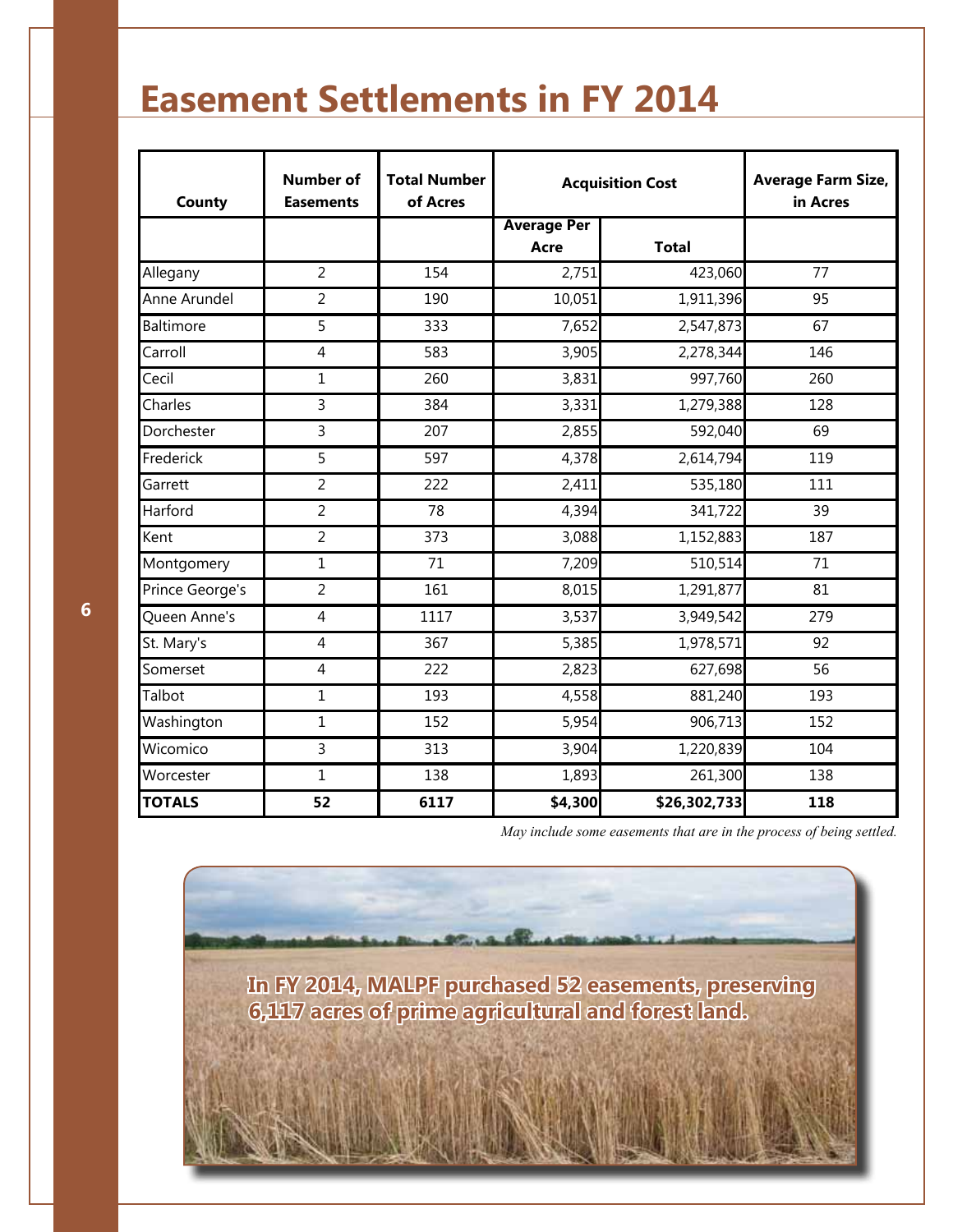# Easement Settlements in FY 2014

| County | Number of Easements | Total Number of Acres | Acquisition Cost | | Average Farm Size, in Acres |
|---|---|---|---|---|---|
| | | | Average Per Acre | Total | |
| Allegany | 2 | 154 | 2,751 | 423,060 | 77 |
| Anne Arundel | 2 | 190 | 10,051 | 1,911,396 | 95 |
| Baltimore | 5 | 333 | 7,652 | 2,547,873 | 67 |
| Carroll | 4 | 583 | 3,905 | 2,278,344 | 146 |
| Cecil | 1 | 260 | 3,831 | 997,760 | 260 |
| Charles | 3 | 384 | 3,331 | 1,279,388 | 128 |
| Dorchester | 3 | 207 | 2,855 | 592,040 | 69 |
| Frederick | 5 | 597 | 4,378 | 2,614,794 | 119 |
| Garrett | 2 | 222 | 2,411 | 535,180 | 111 |
| Harford | 2 | 78 | 4,394 | 341,722 | 39 |
| Kent | 2 | 373 | 3,088 | 1,152,883 | 187 |
| Montgomery | 1 | 71 | 7,209 | 510,514 | 71 |
| Prince George's | 2 | 161 | 8,015 | 1,291,877 | 81 |
| Queen Anne's | 4 | 1117 | 3,537 | 3,949,542 | 279 |
| St. Mary's | 4 | 367 | 5,385 | 1,978,571 | 92 |
| Somerset | 4 | 222 | 2,823 | 627,698 | 56 |
| Talbot | 1 | 193 | 4,558 | 881,240 | 193 |
| Washington | 1 | 152 | 5,954 | 906,713 | 152 |
| Wicomico | 3 | 313 | 3,904 | 1,220,839 | 104 |
| Worcester | 1 | 138 | 1,893 | 261,300 | 138 |
| **TOTALS** | **52** | **6117** | **$4,300** | **$26,302,733** | **118** |

*May include some easements that are in the process of being settled.*

**In FY 2014, MALPF purchased 52 easements, preserving 6,117 acres of prime agricultural and forest land.**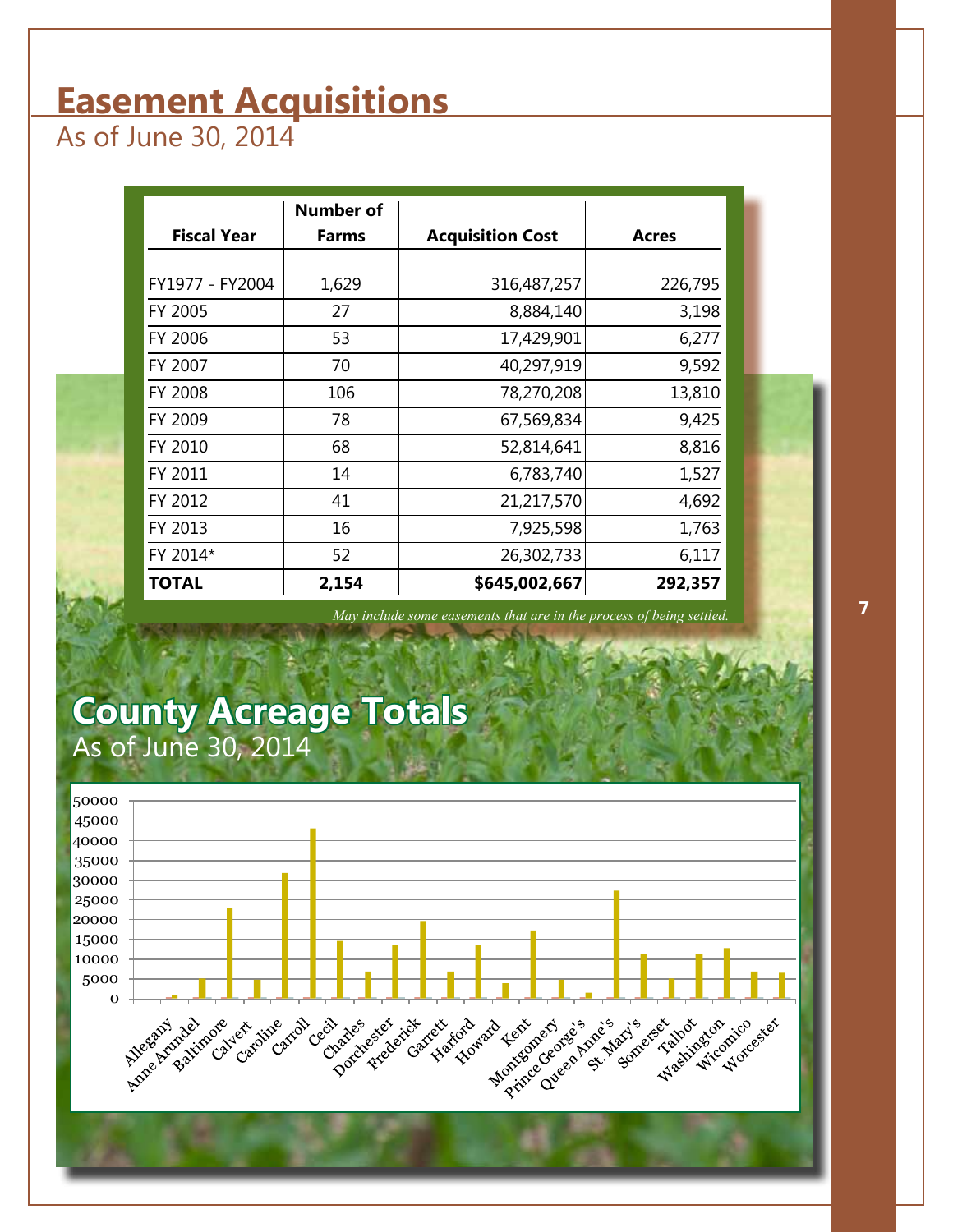# Easement Acquisitions

As of June 30, 2014

| Fiscal Year | Number of Farms | Acquisition Cost | Acres |
|---|---|---|---|
| FY1977 - FY2004 | 1,629 | 316,487,257 | 226,795 |
| FY 2005 | 27 | 8,884,140 | 3,198 |
| FY 2006 | 53 | 17,429,901 | 6,277 |
| FY 2007 | 70 | 40,297,919 | 9,592 |
| FY 2008 | 106 | 78,270,208 | 13,810 |
| FY 2009 | 78 | 67,569,834 | 9,425 |
| FY 2010 | 68 | 52,814,641 | 8,816 |
| FY 2011 | 14 | 6,783,740 | 1,527 |
| FY 2012 | 41 | 21,217,570 | 4,692 |
| FY 2013 | 16 | 7,925,598 | 1,763 |
| FY 2014* | 52 | 26,302,733 | 6,117 |
| **TOTAL** | **2,154** | **$645,002,667** | **292,357** |

*May include some easements that are in the process of being settled.*

# County Acreage Totals

As of June 30, 2014

Chart y-axis: 0, 5000, 10000, 15000, 20000, 25000, 30000, 35000, 40000, 45000, 50000

Chart x-axis: Allegany, Anne Arundel, Baltimore, Calvert, Caroline, Carroll, Cecil, Charles, Dorchester, Frederick, Garrett, Harford, Howard, Kent, Montgomery, Prince George's, Queen Anne's, St. Mary's, Somerset, Talbot, Washington, Wicomico, Worcester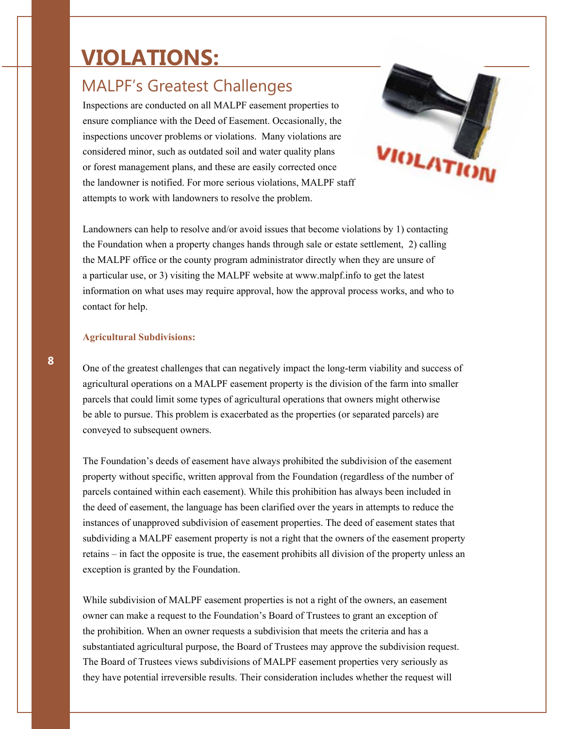# VIOLATIONS:

## MALPF's Greatest Challenges

Inspections are conducted on all MALPF easement properties to ensure compliance with the Deed of Easement. Occasionally, the inspections uncover problems or violations. Many violations are considered minor, such as outdated soil and water quality plans or forest management plans, and these are easily corrected once the landowner is notified. For more serious violations, MALPF staff attempts to work with landowners to resolve the problem.

Landowners can help to resolve and/or avoid issues that become violations by 1) contacting the Foundation when a property changes hands through sale or estate settlement, 2) calling the MALPF office or the county program administrator directly when they are unsure of a particular use, or 3) visiting the MALPF website at www.malpf.info to get the latest information on what uses may require approval, how the approval process works, and who to contact for help.

**Agricultural Subdivisions:**

One of the greatest challenges that can negatively impact the long-term viability and success of agricultural operations on a MALPF easement property is the division of the farm into smaller parcels that could limit some types of agricultural operations that owners might otherwise be able to pursue. This problem is exacerbated as the properties (or separated parcels) are conveyed to subsequent owners.

The Foundation's deeds of easement have always prohibited the subdivision of the easement property without specific, written approval from the Foundation (regardless of the number of parcels contained within each easement). While this prohibition has always been included in the deed of easement, the language has been clarified over the years in attempts to reduce the instances of unapproved subdivision of easement properties. The deed of easement states that subdividing a MALPF easement property is not a right that the owners of the easement property retains – in fact the opposite is true, the easement prohibits all division of the property unless an exception is granted by the Foundation.

While subdivision of MALPF easement properties is not a right of the owners, an easement owner can make a request to the Foundation's Board of Trustees to grant an exception of the prohibition. When an owner requests a subdivision that meets the criteria and has a substantiated agricultural purpose, the Board of Trustees may approve the subdivision request. The Board of Trustees views subdivisions of MALPF easement properties very seriously as they have potential irreversible results. Their consideration includes whether the request will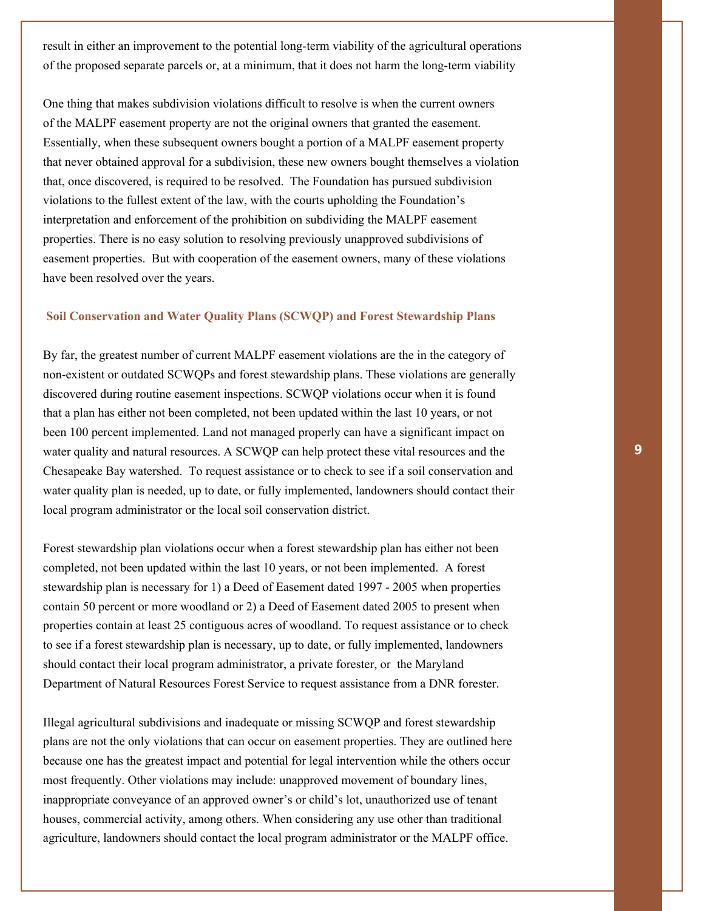result in either an improvement to the potential long-term viability of the agricultural operations of the proposed separate parcels or, at a minimum, that it does not harm the long-term viability

One thing that makes subdivision violations difficult to resolve is when the current owners of the MALPF easement property are not the original owners that granted the easement. Essentially, when these subsequent owners bought a portion of a MALPF easement property that never obtained approval for a subdivision, these new owners bought themselves a violation that, once discovered, is required to be resolved. The Foundation has pursued subdivision violations to the fullest extent of the law, with the courts upholding the Foundation's interpretation and enforcement of the prohibition on subdividing the MALPF easement properties. There is no easy solution to resolving previously unapproved subdivisions of easement properties. But with cooperation of the easement owners, many of these violations have been resolved over the years.

### Soil Conservation and Water Quality Plans (SCWQP) and Forest Stewardship Plans

By far, the greatest number of current MALPF easement violations are the in the category of non-existent or outdated SCWQPs and forest stewardship plans. These violations are generally discovered during routine easement inspections. SCWQP violations occur when it is found that a plan has either not been completed, not been updated within the last 10 years, or not been 100 percent implemented. Land not managed properly can have a significant impact on water quality and natural resources. A SCWQP can help protect these vital resources and the Chesapeake Bay watershed. To request assistance or to check to see if a soil conservation and water quality plan is needed, up to date, or fully implemented, landowners should contact their local program administrator or the local soil conservation district.

Forest stewardship plan violations occur when a forest stewardship plan has either not been completed, not been updated within the last 10 years, or not been implemented. A forest stewardship plan is necessary for 1) a Deed of Easement dated 1997 - 2005 when properties contain 50 percent or more woodland or 2) a Deed of Easement dated 2005 to present when properties contain at least 25 contiguous acres of woodland. To request assistance or to check to see if a forest stewardship plan is necessary, up to date, or fully implemented, landowners should contact their local program administrator, a private forester, or the Maryland Department of Natural Resources Forest Service to request assistance from a DNR forester.

Illegal agricultural subdivisions and inadequate or missing SCWQP and forest stewardship plans are not the only violations that can occur on easement properties. They are outlined here because one has the greatest impact and potential for legal intervention while the others occur most frequently. Other violations may include: unapproved movement of boundary lines, inappropriate conveyance of an approved owner's or child's lot, unauthorized use of tenant houses, commercial activity, among others. When considering any use other than traditional agriculture, landowners should contact the local program administrator or the MALPF office.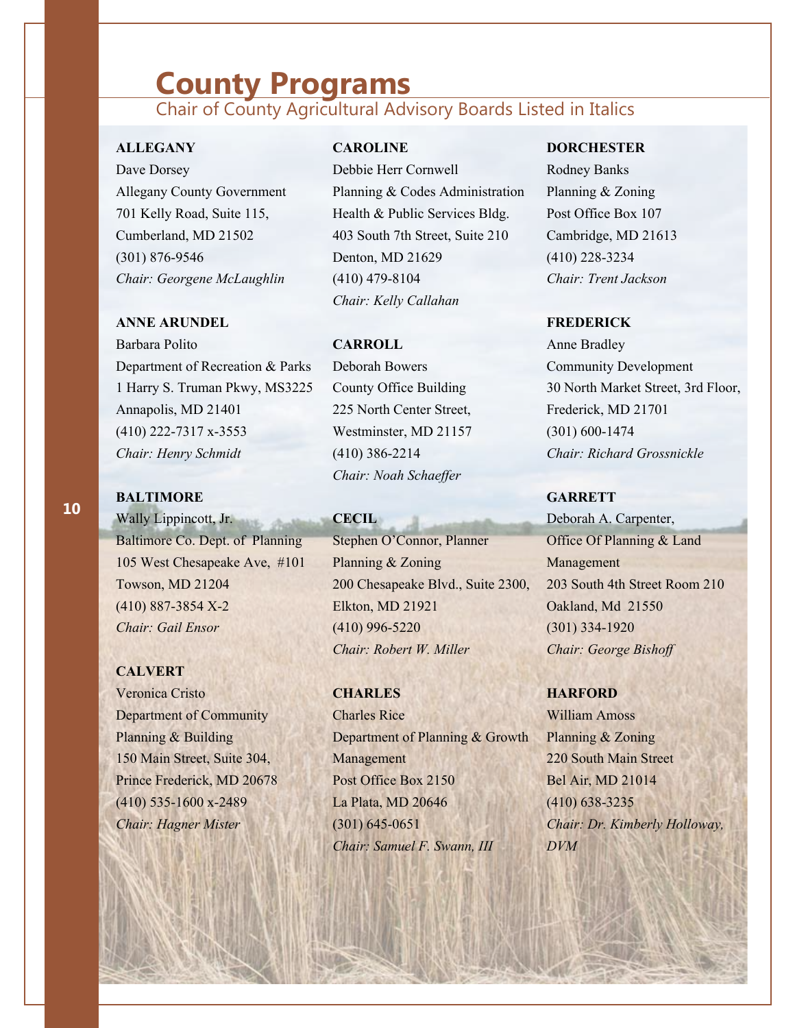# County Programs

## Chair of County Agricultural Advisory Boards Listed in Italics

**ALLEGANY**
Dave Dorsey
Allegany County Government
701 Kelly Road, Suite 115,
Cumberland, MD 21502
(301) 876-9546
*Chair: Georgene McLaughlin*

**ANNE ARUNDEL**
Barbara Polito
Department of Recreation & Parks
1 Harry S. Truman Pkwy, MS3225
Annapolis, MD 21401
(410) 222-7317 x-3553
*Chair: Henry Schmidt*

**BALTIMORE**
Wally Lippincott, Jr.
Baltimore Co. Dept. of Planning
105 West Chesapeake Ave, #101
Towson, MD 21204
(410) 887-3854 X-2
*Chair: Gail Ensor*

**CALVERT**
Veronica Cristo
Department of Community
Planning & Building
150 Main Street, Suite 304,
Prince Frederick, MD 20678
(410) 535-1600 x-2489
*Chair: Hagner Mister*

**CAROLINE**
Debbie Herr Cornwell
Planning & Codes Administration
Health & Public Services Bldg.
403 South 7th Street, Suite 210
Denton, MD 21629
(410) 479-8104
*Chair: Kelly Callahan*

**CARROLL**
Deborah Bowers
County Office Building
225 North Center Street,
Westminster, MD 21157
(410) 386-2214
*Chair: Noah Schaeffer*

**CECIL**
Stephen O'Connor, Planner
Planning & Zoning
200 Chesapeake Blvd., Suite 2300,
Elkton, MD 21921
(410) 996-5220
*Chair: Robert W. Miller*

**CHARLES**
Charles Rice
Department of Planning & Growth
Management
Post Office Box 2150
La Plata, MD 20646
(301) 645-0651
*Chair: Samuel F. Swann, III*

**DORCHESTER**
Rodney Banks
Planning & Zoning
Post Office Box 107
Cambridge, MD 21613
(410) 228-3234
*Chair: Trent Jackson*

**FREDERICK**
Anne Bradley
Community Development
30 North Market Street, 3rd Floor,
Frederick, MD 21701
(301) 600-1474
*Chair: Richard Grossnickle*

**GARRETT**
Deborah A. Carpenter,
Office Of Planning & Land
Management
203 South 4th Street Room 210
Oakland, Md 21550
(301) 334-1920
*Chair: George Bishoff*

**HARFORD**
William Amoss
Planning & Zoning
220 South Main Street
Bel Air, MD 21014
(410) 638-3235
*Chair: Dr. Kimberly Holloway, DVM*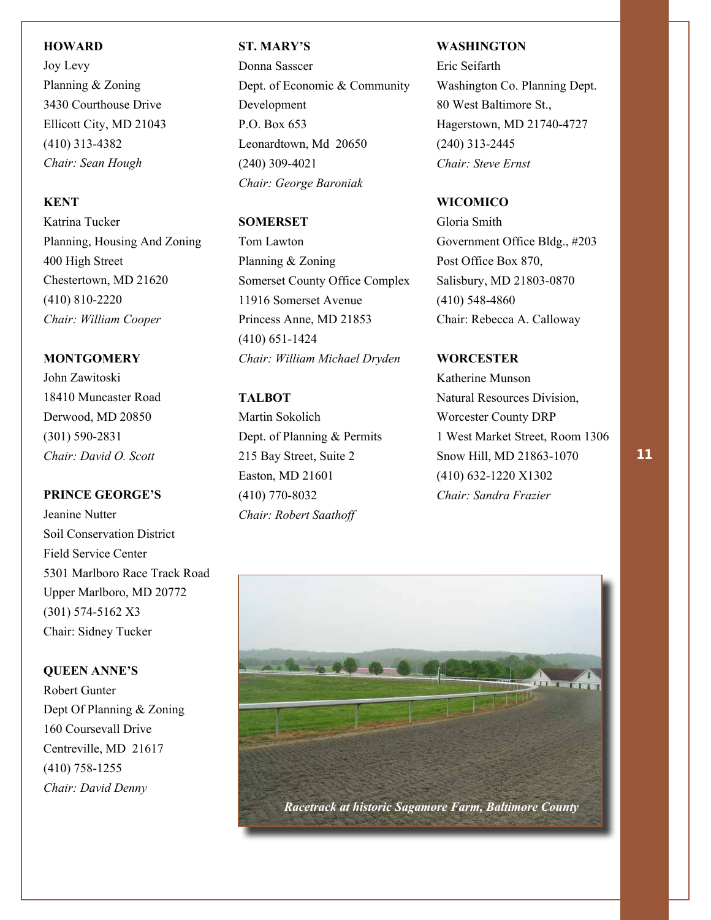**HOWARD**
Joy Levy
Planning & Zoning
3430 Courthouse Drive
Ellicott City, MD 21043
(410) 313-4382
*Chair: Sean Hough*

**KENT**
Katrina Tucker
Planning, Housing And Zoning
400 High Street
Chestertown, MD 21620
(410) 810-2220
*Chair: William Cooper*

**MONTGOMERY**
John Zawitoski
18410 Muncaster Road
Derwood, MD 20850
(301) 590-2831
*Chair: David O. Scott*

**PRINCE GEORGE'S**
Jeanine Nutter
Soil Conservation District
Field Service Center
5301 Marlboro Race Track Road
Upper Marlboro, MD 20772
(301) 574-5162 X3
Chair: Sidney Tucker

**QUEEN ANNE'S**
Robert Gunter
Dept Of Planning & Zoning
160 Coursevall Drive
Centreville, MD 21617
(410) 758-1255
*Chair: David Denny*

**ST. MARY'S**
Donna Sasscer
Dept. of Economic & Community Development
P.O. Box 653
Leonardtown, Md 20650
(240) 309-4021
*Chair: George Baroniak*

**SOMERSET**
Tom Lawton
Planning & Zoning
Somerset County Office Complex
11916 Somerset Avenue
Princess Anne, MD 21853
(410) 651-1424
*Chair: William Michael Dryden*

**TALBOT**
Martin Sokolich
Dept. of Planning & Permits
215 Bay Street, Suite 2
Easton, MD 21601
(410) 770-8032
*Chair: Robert Saathoff*

**WASHINGTON**
Eric Seifarth
Washington Co. Planning Dept.
80 West Baltimore St.,
Hagerstown, MD 21740-4727
(240) 313-2445
*Chair: Steve Ernst*

**WICOMICO**
Gloria Smith
Government Office Bldg., #203
Post Office Box 870,
Salisbury, MD 21803-0870
(410) 548-4860
Chair: Rebecca A. Calloway

**WORCESTER**
Katherine Munson
Natural Resources Division,
Worcester County DRP
1 West Market Street, Room 1306
Snow Hill, MD 21863-1070
(410) 632-1220 X1302
*Chair: Sandra Frazier*

*Racetrack at historic Sagamore Farm, Baltimore County*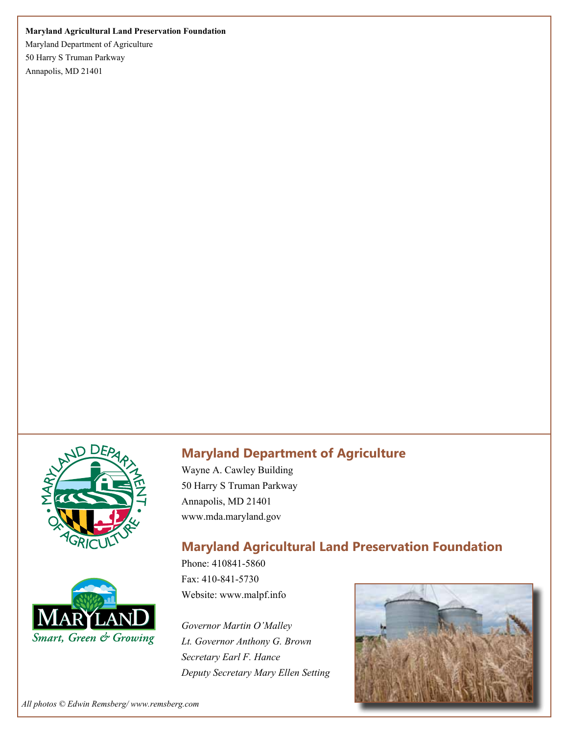**Maryland Agricultural Land Preservation Foundation**

Maryland Department of Agriculture

50 Harry S Truman Parkway

Annapolis, MD 21401

## Maryland Department of Agriculture

Wayne A. Cawley Building

50 Harry S Truman Parkway

Annapolis, MD 21401

www.mda.maryland.gov

## Maryland Agricultural Land Preservation Foundation

Phone: 410841-5860

Fax: 410-841-5730

Website: www.malpf.info

*Governor Martin O'Malley*

*Lt. Governor Anthony G. Brown*

*Secretary Earl F. Hance*

*Deputy Secretary Mary Ellen Setting*

*All photos © Edwin Remsberg/ www.remsberg.com*